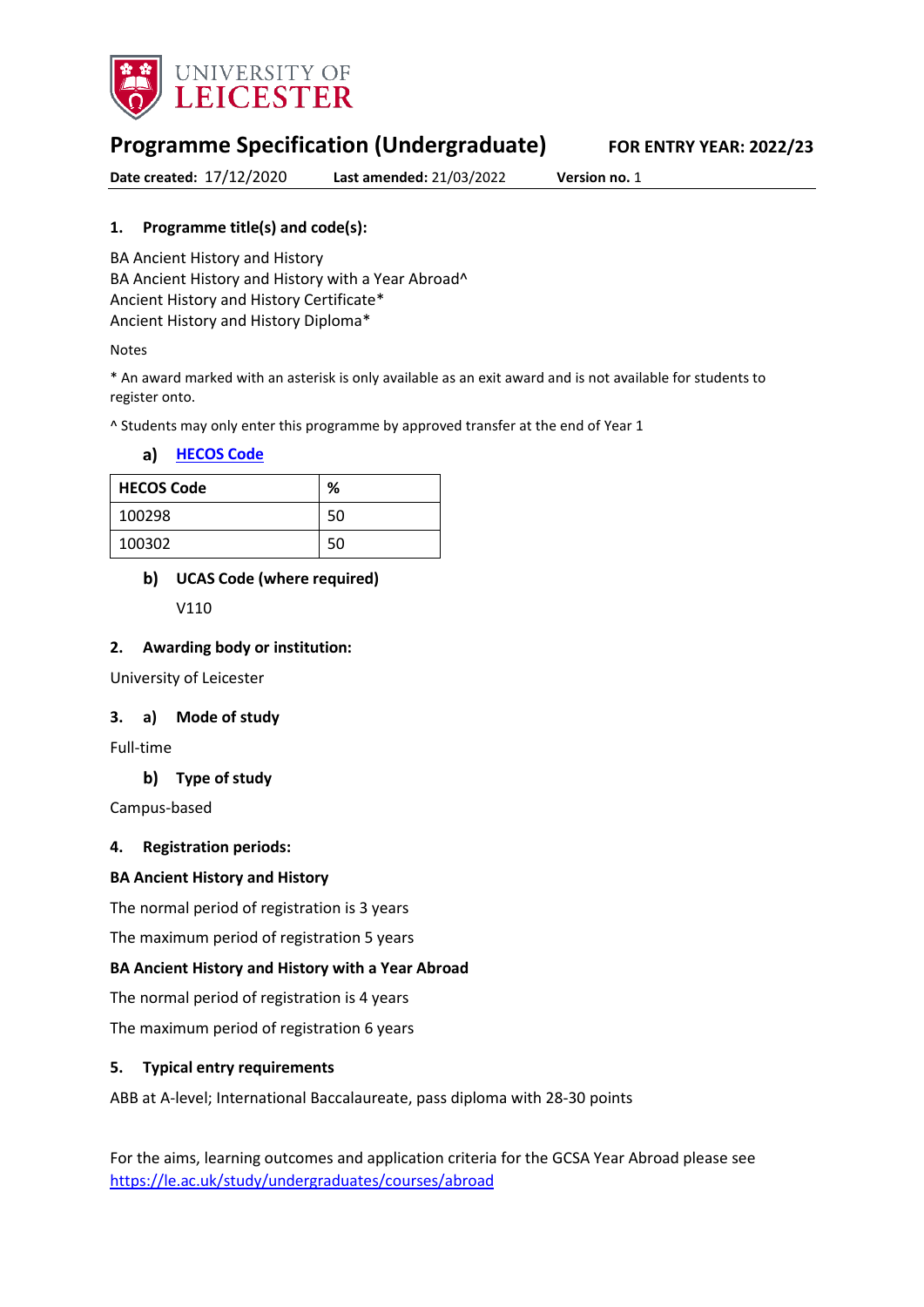UNIVERSITY OF LEICESTER

# Programme Specification (Undergraduate)

**FOR ENTRY YEAR: 2022/23**

**Date created:** 17/12/2020 **Last amended:** 21/03/2022 **Version no.** 1

## 1. Programme title(s) and code(s):

BA Ancient History and History
BA Ancient History and History with a Year Abroad^
Ancient History and History Certificate*
Ancient History and History Diploma*

Notes

* An award marked with an asterisk is only available as an exit award and is not available for students to register onto.

^ Students may only enter this programme by approved transfer at the end of Year 1

### a) HECOS Code

| HECOS Code | % |
|---|---|
| 100298 | 50 |
| 100302 | 50 |

### b) UCAS Code (where required)

V110

## 2. Awarding body or institution:

University of Leicester

## 3. a) Mode of study

Full-time

### b) Type of study

Campus-based

## 4. Registration periods:

**BA Ancient History and History**

The normal period of registration is 3 years

The maximum period of registration 5 years

**BA Ancient History and History with a Year Abroad**

The normal period of registration is 4 years

The maximum period of registration 6 years

## 5. Typical entry requirements

ABB at A-level; International Baccalaureate, pass diploma with 28-30 points

For the aims, learning outcomes and application criteria for the GCSA Year Abroad please see https://le.ac.uk/study/undergraduates/courses/abroad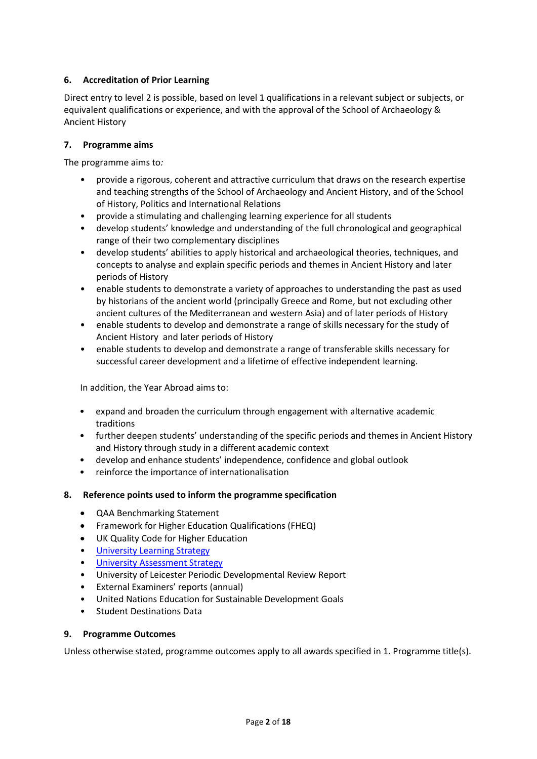### 6. Accreditation of Prior Learning

Direct entry to level 2 is possible, based on level 1 qualifications in a relevant subject or subjects, or equivalent qualifications or experience, and with the approval of the School of Archaeology & Ancient History

### 7. Programme aims

The programme aims to*:*

- provide a rigorous, coherent and attractive curriculum that draws on the research expertise and teaching strengths of the School of Archaeology and Ancient History, and of the School of History, Politics and International Relations
- provide a stimulating and challenging learning experience for all students
- develop students' knowledge and understanding of the full chronological and geographical range of their two complementary disciplines
- develop students' abilities to apply historical and archaeological theories, techniques, and concepts to analyse and explain specific periods and themes in Ancient History and later periods of History
- enable students to demonstrate a variety of approaches to understanding the past as used by historians of the ancient world (principally Greece and Rome, but not excluding other ancient cultures of the Mediterranean and western Asia) and of later periods of History
- enable students to develop and demonstrate a range of skills necessary for the study of Ancient History and later periods of History
- enable students to develop and demonstrate a range of transferable skills necessary for successful career development and a lifetime of effective independent learning.

In addition, the Year Abroad aims to:

- expand and broaden the curriculum through engagement with alternative academic traditions
- further deepen students' understanding of the specific periods and themes in Ancient History and History through study in a different academic context
- develop and enhance students' independence, confidence and global outlook
- reinforce the importance of internationalisation

### 8. Reference points used to inform the programme specification

- QAA Benchmarking Statement
- Framework for Higher Education Qualifications (FHEQ)
- UK Quality Code for Higher Education
- University Learning Strategy
- University Assessment Strategy
- University of Leicester Periodic Developmental Review Report
- External Examiners' reports (annual)
- United Nations Education for Sustainable Development Goals
- Student Destinations Data

### 9. Programme Outcomes

Unless otherwise stated, programme outcomes apply to all awards specified in 1. Programme title(s).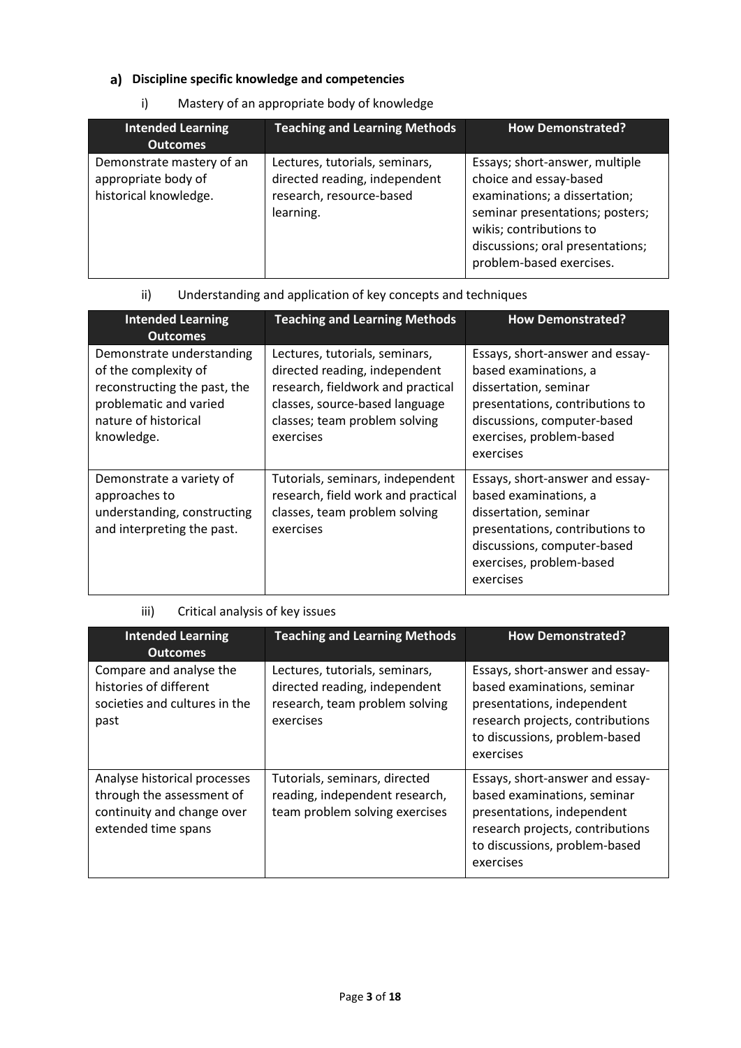## a) Discipline specific knowledge and competencies

### i) Mastery of an appropriate body of knowledge

| Intended Learning Outcomes | Teaching and Learning Methods | How Demonstrated? |
| --- | --- | --- |
| Demonstrate mastery of an appropriate body of historical knowledge. | Lectures, tutorials, seminars, directed reading, independent research, resource-based learning. | Essays; short-answer, multiple choice and essay-based examinations; a dissertation; seminar presentations; posters; wikis; contributions to discussions; oral presentations; problem-based exercises. |

### ii) Understanding and application of key concepts and techniques

| Intended Learning Outcomes | Teaching and Learning Methods | How Demonstrated? |
| --- | --- | --- |
| Demonstrate understanding of the complexity of reconstructing the past, the problematic and varied nature of historical knowledge. | Lectures, tutorials, seminars, directed reading, independent research, fieldwork and practical classes, source-based language classes; team problem solving exercises | Essays, short-answer and essay-based examinations, a dissertation, seminar presentations, contributions to discussions, computer-based exercises, problem-based exercises |
| Demonstrate a variety of approaches to understanding, constructing and interpreting the past. | Tutorials, seminars, independent research, field work and practical classes, team problem solving exercises | Essays, short-answer and essay-based examinations, a dissertation, seminar presentations, contributions to discussions, computer-based exercises, problem-based exercises |

### iii) Critical analysis of key issues

| Intended Learning Outcomes | Teaching and Learning Methods | How Demonstrated? |
| --- | --- | --- |
| Compare and analyse the histories of different societies and cultures in the past | Lectures, tutorials, seminars, directed reading, independent research, team problem solving exercises | Essays, short-answer and essay-based examinations, seminar presentations, independent research projects, contributions to discussions, problem-based exercises |
| Analyse historical processes through the assessment of continuity and change over extended time spans | Tutorials, seminars, directed reading, independent research, team problem solving exercises | Essays, short-answer and essay-based examinations, seminar presentations, independent research projects, contributions to discussions, problem-based exercises |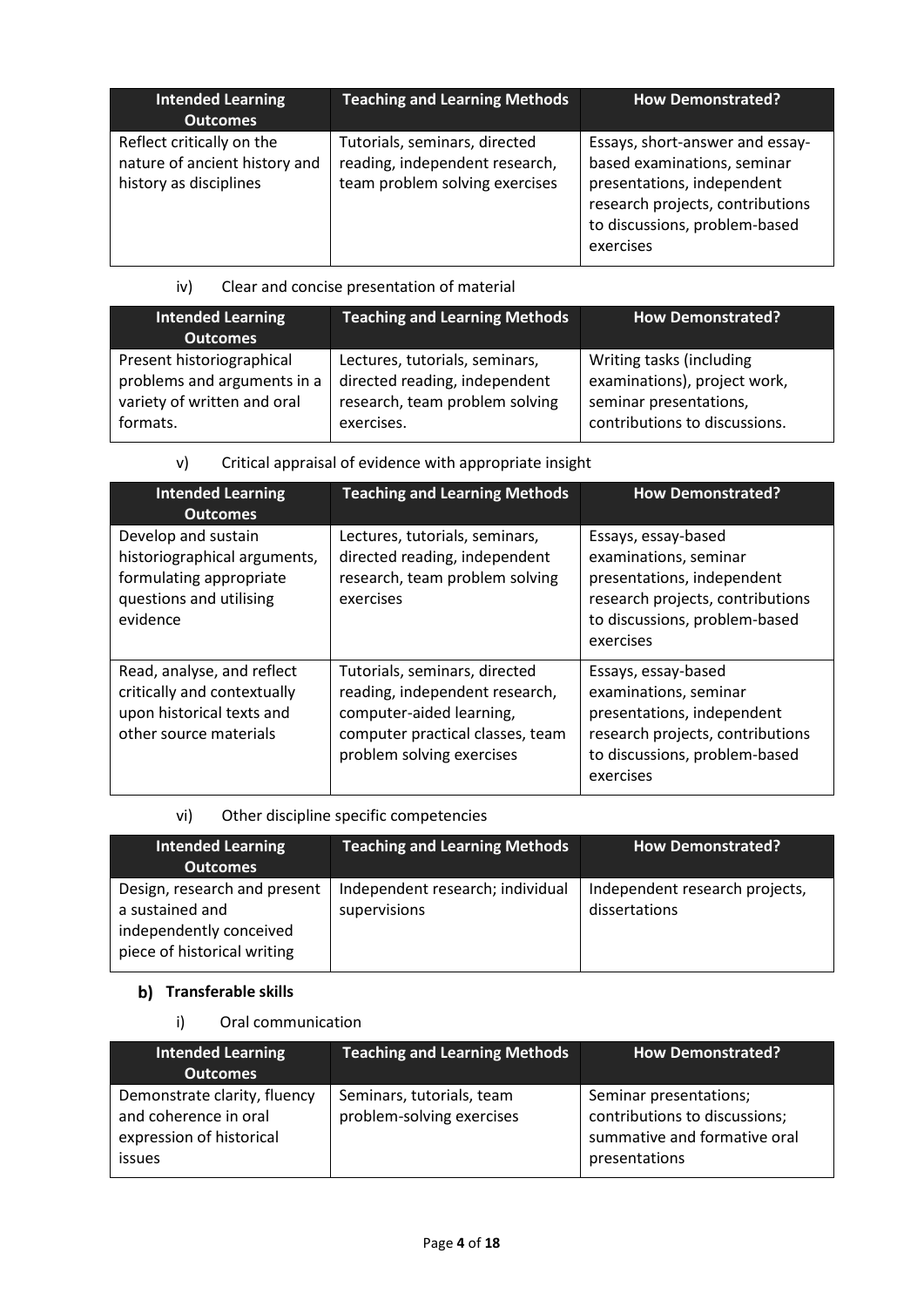| Intended Learning Outcomes | Teaching and Learning Methods | How Demonstrated? |
|---|---|---|
| Reflect critically on the nature of ancient history and history as disciplines | Tutorials, seminars, directed reading, independent research, team problem solving exercises | Essays, short-answer and essay-based examinations, seminar presentations, independent research projects, contributions to discussions, problem-based exercises |

iv) Clear and concise presentation of material

| Intended Learning Outcomes | Teaching and Learning Methods | How Demonstrated? |
|---|---|---|
| Present historiographical problems and arguments in a variety of written and oral formats. | Lectures, tutorials, seminars, directed reading, independent research, team problem solving exercises. | Writing tasks (including examinations), project work, seminar presentations, contributions to discussions. |

v) Critical appraisal of evidence with appropriate insight

| Intended Learning Outcomes | Teaching and Learning Methods | How Demonstrated? |
|---|---|---|
| Develop and sustain historiographical arguments, formulating appropriate questions and utilising evidence | Lectures, tutorials, seminars, directed reading, independent research, team problem solving exercises | Essays, essay-based examinations, seminar presentations, independent research projects, contributions to discussions, problem-based exercises |
| Read, analyse, and reflect critically and contextually upon historical texts and other source materials | Tutorials, seminars, directed reading, independent research, computer-aided learning, computer practical classes, team problem solving exercises | Essays, essay-based examinations, seminar presentations, independent research projects, contributions to discussions, problem-based exercises |

vi) Other discipline specific competencies

| Intended Learning Outcomes | Teaching and Learning Methods | How Demonstrated? |
|---|---|---|
| Design, research and present a sustained and independently conceived piece of historical writing | Independent research; individual supervisions | Independent research projects, dissertations |

## b) Transferable skills

i) Oral communication

| Intended Learning Outcomes | Teaching and Learning Methods | How Demonstrated? |
|---|---|---|
| Demonstrate clarity, fluency and coherence in oral expression of historical issues | Seminars, tutorials, team problem-solving exercises | Seminar presentations; contributions to discussions; summative and formative oral presentations |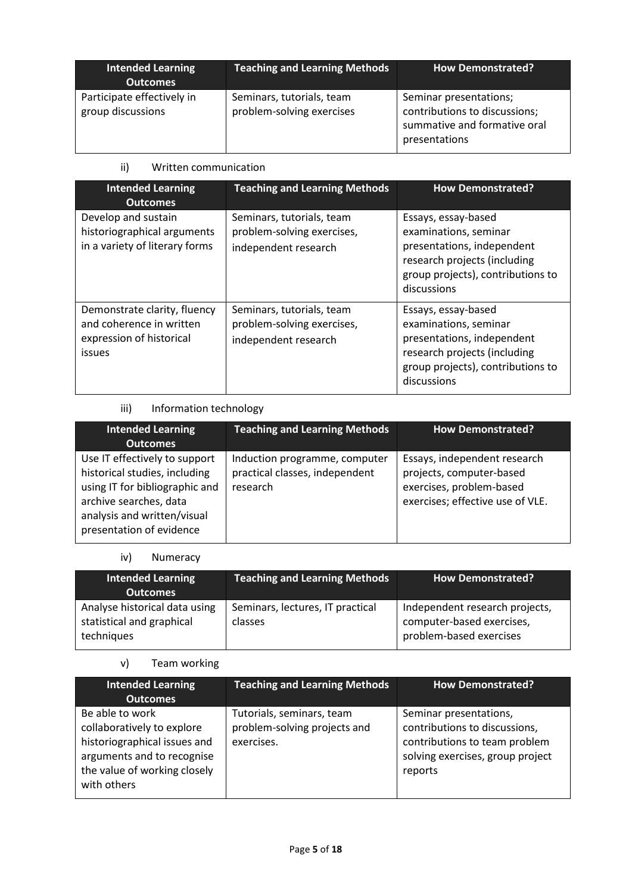| Intended Learning Outcomes | Teaching and Learning Methods | How Demonstrated? |
|---|---|---|
| Participate effectively in group discussions | Seminars, tutorials, team problem-solving exercises | Seminar presentations; contributions to discussions; summative and formative oral presentations |

ii) Written communication

| Intended Learning Outcomes | Teaching and Learning Methods | How Demonstrated? |
|---|---|---|
| Develop and sustain historiographical arguments in a variety of literary forms | Seminars, tutorials, team problem-solving exercises, independent research | Essays, essay-based examinations, seminar presentations, independent research projects (including group projects), contributions to discussions |
| Demonstrate clarity, fluency and coherence in written expression of historical issues | Seminars, tutorials, team problem-solving exercises, independent research | Essays, essay-based examinations, seminar presentations, independent research projects (including group projects), contributions to discussions |

iii) Information technology

| Intended Learning Outcomes | Teaching and Learning Methods | How Demonstrated? |
|---|---|---|
| Use IT effectively to support historical studies, including using IT for bibliographic and archive searches, data analysis and written/visual presentation of evidence | Induction programme, computer practical classes, independent research | Essays, independent research projects, computer-based exercises, problem-based exercises; effective use of VLE. |

iv) Numeracy

| Intended Learning Outcomes | Teaching and Learning Methods | How Demonstrated? |
|---|---|---|
| Analyse historical data using statistical and graphical techniques | Seminars, lectures, IT practical classes | Independent research projects, computer-based exercises, problem-based exercises |

v) Team working

| Intended Learning Outcomes | Teaching and Learning Methods | How Demonstrated? |
|---|---|---|
| Be able to work collaboratively to explore historiographical issues and arguments and to recognise the value of working closely with others | Tutorials, seminars, team problem-solving projects and exercises. | Seminar presentations, contributions to discussions, contributions to team problem solving exercises, group project reports |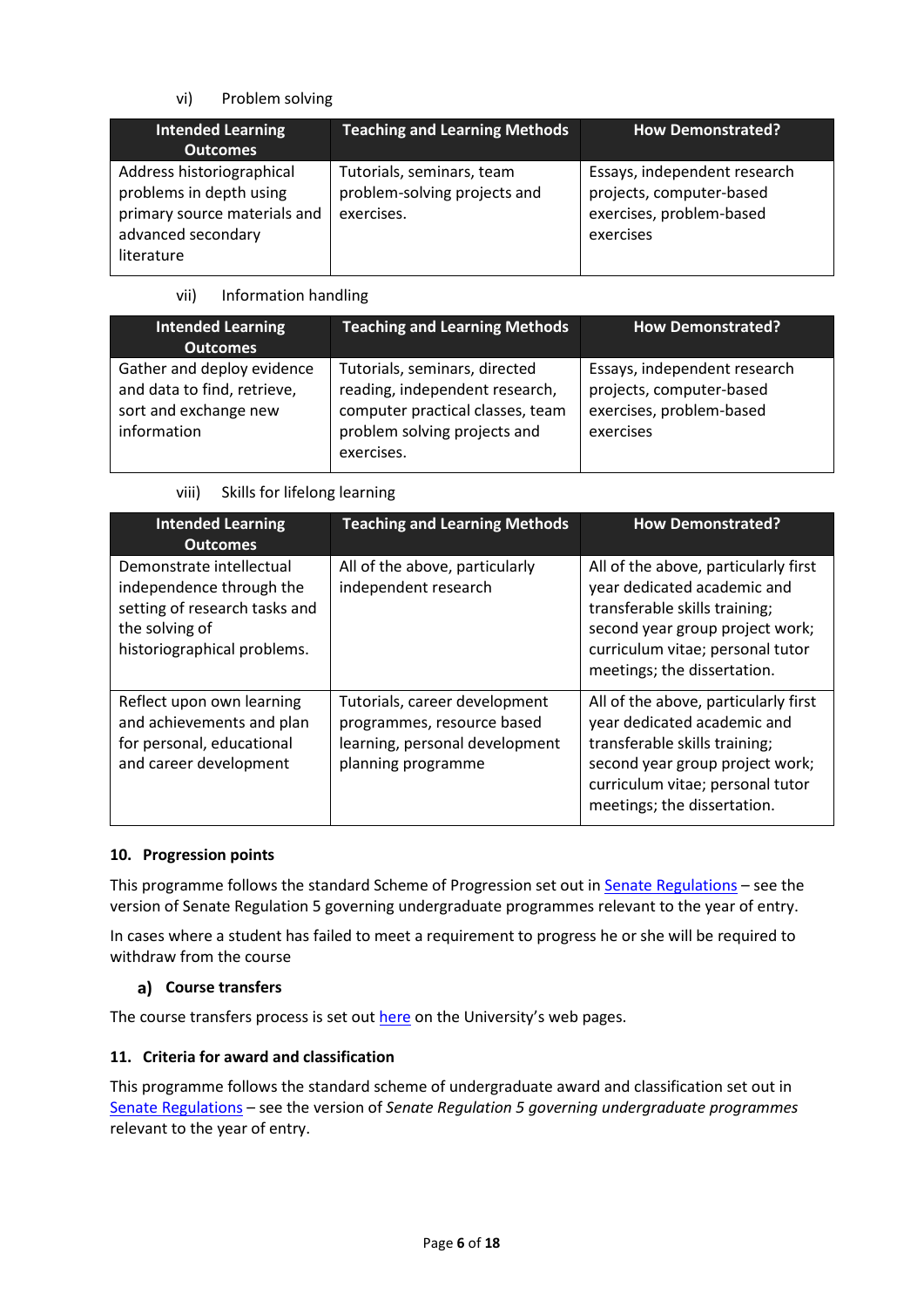vi) Problem solving

| Intended Learning Outcomes | Teaching and Learning Methods | How Demonstrated? |
|---|---|---|
| Address historiographical problems in depth using primary source materials and advanced secondary literature | Tutorials, seminars, team problem-solving projects and exercises. | Essays, independent research projects, computer-based exercises, problem-based exercises |

vii) Information handling

| Intended Learning Outcomes | Teaching and Learning Methods | How Demonstrated? |
|---|---|---|
| Gather and deploy evidence and data to find, retrieve, sort and exchange new information | Tutorials, seminars, directed reading, independent research, computer practical classes, team problem solving projects and exercises. | Essays, independent research projects, computer-based exercises, problem-based exercises |

viii) Skills for lifelong learning

| Intended Learning Outcomes | Teaching and Learning Methods | How Demonstrated? |
|---|---|---|
| Demonstrate intellectual independence through the setting of research tasks and the solving of historiographical problems. | All of the above, particularly independent research | All of the above, particularly first year dedicated academic and transferable skills training; second year group project work; curriculum vitae; personal tutor meetings; the dissertation. |
| Reflect upon own learning and achievements and plan for personal, educational and career development | Tutorials, career development programmes, resource based learning, personal development planning programme | All of the above, particularly first year dedicated academic and transferable skills training; second year group project work; curriculum vitae; personal tutor meetings; the dissertation. |

## 10. Progression points

This programme follows the standard Scheme of Progression set out in Senate Regulations – see the version of Senate Regulation 5 governing undergraduate programmes relevant to the year of entry.

In cases where a student has failed to meet a requirement to progress he or she will be required to withdraw from the course

### a) Course transfers

The course transfers process is set out here on the University's web pages.

## 11. Criteria for award and classification

This programme follows the standard scheme of undergraduate award and classification set out in Senate Regulations – see the version of *Senate Regulation 5 governing undergraduate programmes* relevant to the year of entry.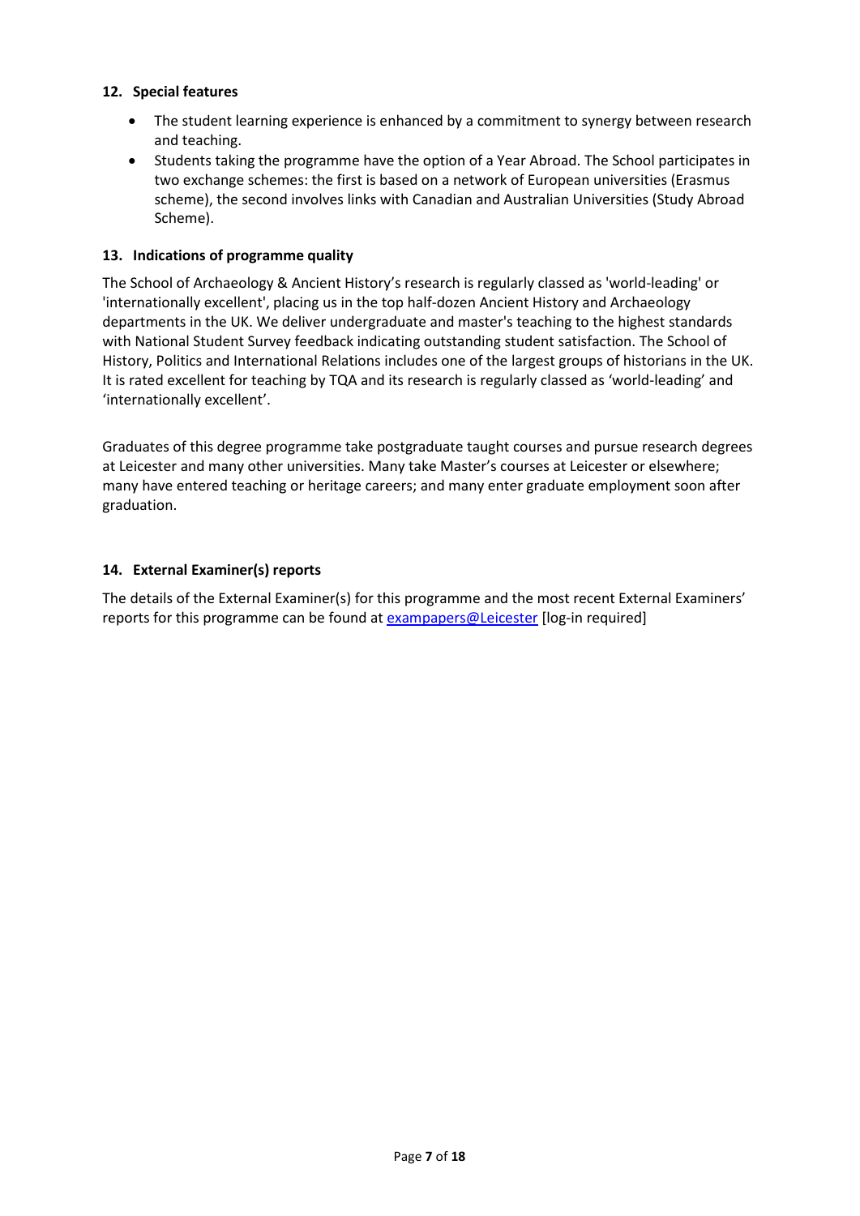### 12. Special features

- The student learning experience is enhanced by a commitment to synergy between research and teaching.
- Students taking the programme have the option of a Year Abroad. The School participates in two exchange schemes: the first is based on a network of European universities (Erasmus scheme), the second involves links with Canadian and Australian Universities (Study Abroad Scheme).

### 13. Indications of programme quality

The School of Archaeology & Ancient History's research is regularly classed as 'world-leading' or 'internationally excellent', placing us in the top half-dozen Ancient History and Archaeology departments in the UK. We deliver undergraduate and master's teaching to the highest standards with National Student Survey feedback indicating outstanding student satisfaction. The School of History, Politics and International Relations includes one of the largest groups of historians in the UK. It is rated excellent for teaching by TQA and its research is regularly classed as 'world-leading' and 'internationally excellent'.

Graduates of this degree programme take postgraduate taught courses and pursue research degrees at Leicester and many other universities. Many take Master's courses at Leicester or elsewhere; many have entered teaching or heritage careers; and many enter graduate employment soon after graduation.

### 14. External Examiner(s) reports

The details of the External Examiner(s) for this programme and the most recent External Examiners' reports for this programme can be found at exampapers@Leicester [log-in required]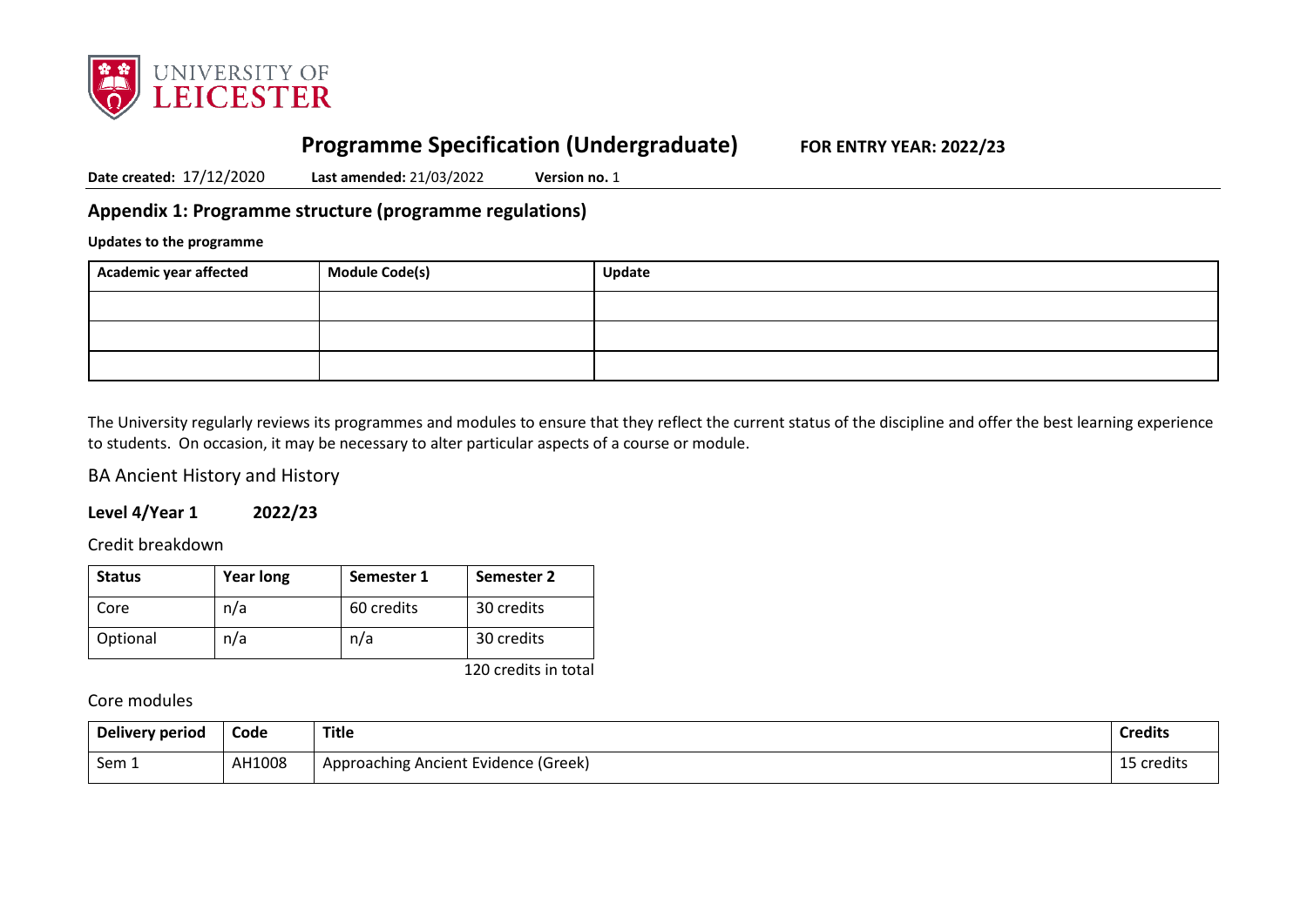# Programme Specification (Undergraduate)   FOR ENTRY YEAR: 2022/23

**Date created:** 17/12/2020   **Last amended:** 21/03/2022   **Version no.** 1

## Appendix 1: Programme structure (programme regulations)

**Updates to the programme**

| Academic year affected | Module Code(s) | Update |
|---|---|---|
| | | |
| | | |
| | | |

The University regularly reviews its programmes and modules to ensure that they reflect the current status of the discipline and offer the best learning experience to students. On occasion, it may be necessary to alter particular aspects of a course or module.

BA Ancient History and History

**Level 4/Year 1   2022/23**

Credit breakdown

| Status | Year long | Semester 1 | Semester 2 |
|---|---|---|---|
| Core | n/a | 60 credits | 30 credits |
| Optional | n/a | n/a | 30 credits |

120 credits in total

Core modules

| Delivery period | Code | Title | Credits |
|---|---|---|---|
| Sem 1 | AH1008 | Approaching Ancient Evidence (Greek) | 15 credits |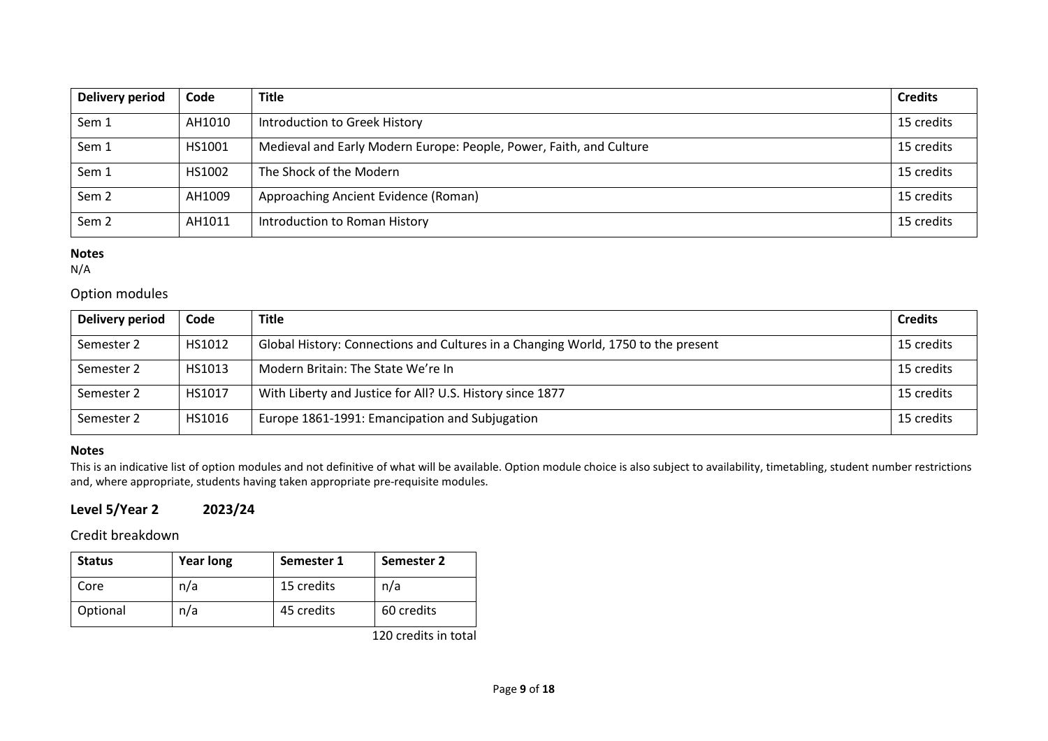| Delivery period | Code | Title | Credits |
|---|---|---|---|
| Sem 1 | AH1010 | Introduction to Greek History | 15 credits |
| Sem 1 | HS1001 | Medieval and Early Modern Europe: People, Power, Faith, and Culture | 15 credits |
| Sem 1 | HS1002 | The Shock of the Modern | 15 credits |
| Sem 2 | AH1009 | Approaching Ancient Evidence (Roman) | 15 credits |
| Sem 2 | AH1011 | Introduction to Roman History | 15 credits |

**Notes**

N/A

### Option modules

| Delivery period | Code | Title | Credits |
|---|---|---|---|
| Semester 2 | HS1012 | Global History: Connections and Cultures in a Changing World, 1750 to the present | 15 credits |
| Semester 2 | HS1013 | Modern Britain: The State We're In | 15 credits |
| Semester 2 | HS1017 | With Liberty and Justice for All? U.S. History since 1877 | 15 credits |
| Semester 2 | HS1016 | Europe 1861-1991: Emancipation and Subjugation | 15 credits |

**Notes**

This is an indicative list of option modules and not definitive of what will be available. Option module choice is also subject to availability, timetabling, student number restrictions and, where appropriate, students having taken appropriate pre-requisite modules.

## Level 5/Year 2 2023/24

### Credit breakdown

| Status | Year long | Semester 1 | Semester 2 |
|---|---|---|---|
| Core | n/a | 15 credits | n/a |
| Optional | n/a | 45 credits | 60 credits |

120 credits in total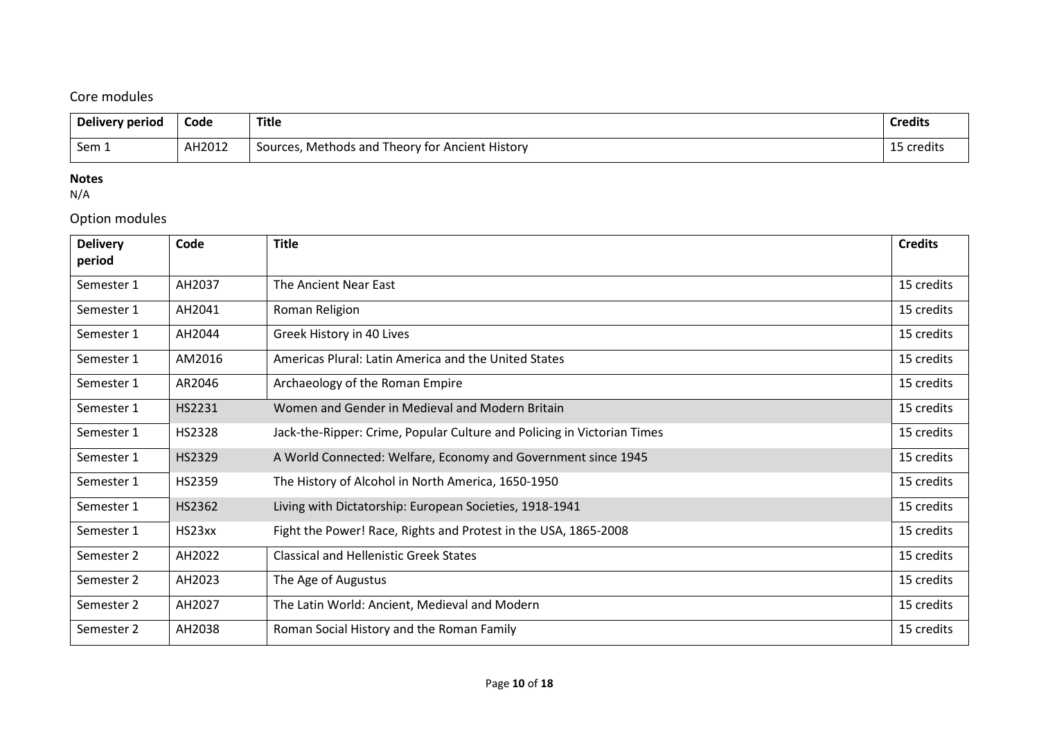## Core modules

| Delivery period | Code | Title | Credits |
| --- | --- | --- | --- |
| Sem 1 | AH2012 | Sources, Methods and Theory for Ancient History | 15 credits |

**Notes**
N/A

## Option modules

| Delivery period | Code | Title | Credits |
| --- | --- | --- | --- |
| Semester 1 | AH2037 | The Ancient Near East | 15 credits |
| Semester 1 | AH2041 | Roman Religion | 15 credits |
| Semester 1 | AH2044 | Greek History in 40 Lives | 15 credits |
| Semester 1 | AM2016 | Americas Plural: Latin America and the United States | 15 credits |
| Semester 1 | AR2046 | Archaeology of the Roman Empire | 15 credits |
| Semester 1 | HS2231 | Women and Gender in Medieval and Modern Britain | 15 credits |
| Semester 1 | HS2328 | Jack-the-Ripper: Crime, Popular Culture and Policing in Victorian Times | 15 credits |
| Semester 1 | HS2329 | A World Connected: Welfare, Economy and Government since 1945 | 15 credits |
| Semester 1 | HS2359 | The History of Alcohol in North America, 1650-1950 | 15 credits |
| Semester 1 | HS2362 | Living with Dictatorship: European Societies, 1918-1941 | 15 credits |
| Semester 1 | HS23xx | Fight the Power! Race, Rights and Protest in the USA, 1865-2008 | 15 credits |
| Semester 2 | AH2022 | Classical and Hellenistic Greek States | 15 credits |
| Semester 2 | AH2023 | The Age of Augustus | 15 credits |
| Semester 2 | AH2027 | The Latin World: Ancient, Medieval and Modern | 15 credits |
| Semester 2 | AH2038 | Roman Social History and the Roman Family | 15 credits |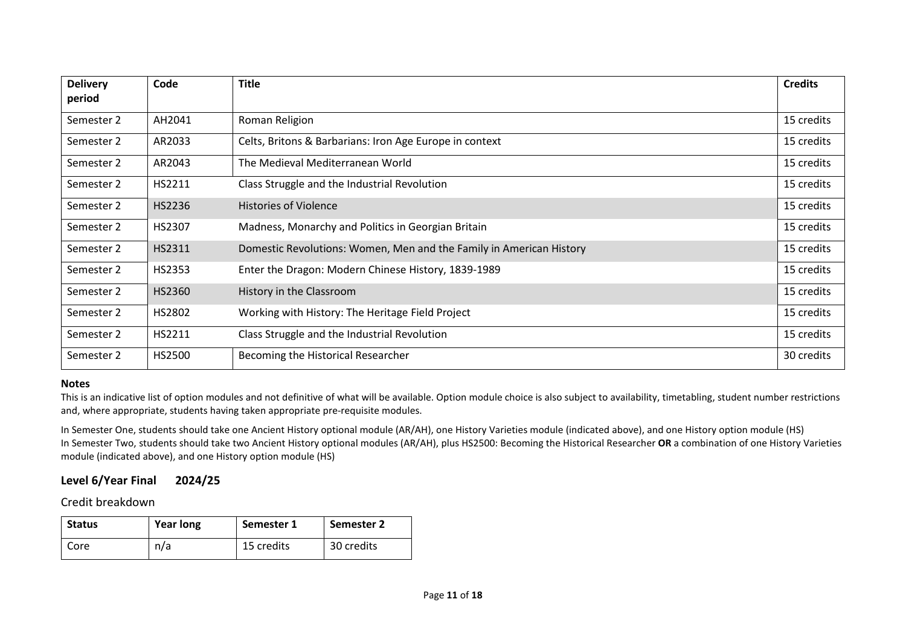| Delivery period | Code | Title | Credits |
|---|---|---|---|
| Semester 2 | AH2041 | Roman Religion | 15 credits |
| Semester 2 | AR2033 | Celts, Britons & Barbarians: Iron Age Europe in context | 15 credits |
| Semester 2 | AR2043 | The Medieval Mediterranean World | 15 credits |
| Semester 2 | HS2211 | Class Struggle and the Industrial Revolution | 15 credits |
| Semester 2 | HS2236 | Histories of Violence | 15 credits |
| Semester 2 | HS2307 | Madness, Monarchy and Politics in Georgian Britain | 15 credits |
| Semester 2 | HS2311 | Domestic Revolutions: Women, Men and the Family in American History | 15 credits |
| Semester 2 | HS2353 | Enter the Dragon: Modern Chinese History, 1839-1989 | 15 credits |
| Semester 2 | HS2360 | History in the Classroom | 15 credits |
| Semester 2 | HS2802 | Working with History: The Heritage Field Project | 15 credits |
| Semester 2 | HS2211 | Class Struggle and the Industrial Revolution | 15 credits |
| Semester 2 | HS2500 | Becoming the Historical Researcher | 30 credits |

**Notes**

This is an indicative list of option modules and not definitive of what will be available. Option module choice is also subject to availability, timetabling, student number restrictions and, where appropriate, students having taken appropriate pre-requisite modules.

In Semester One, students should take one Ancient History optional module (AR/AH), one History Varieties module (indicated above), and one History option module (HS)
In Semester Two, students should take two Ancient History optional modules (AR/AH), plus HS2500: Becoming the Historical Researcher **OR** a combination of one History Varieties module (indicated above), and one History option module (HS)

## Level 6/Year Final 2024/25

Credit breakdown

| Status | Year long | Semester 1 | Semester 2 |
|---|---|---|---|
| Core | n/a | 15 credits | 30 credits |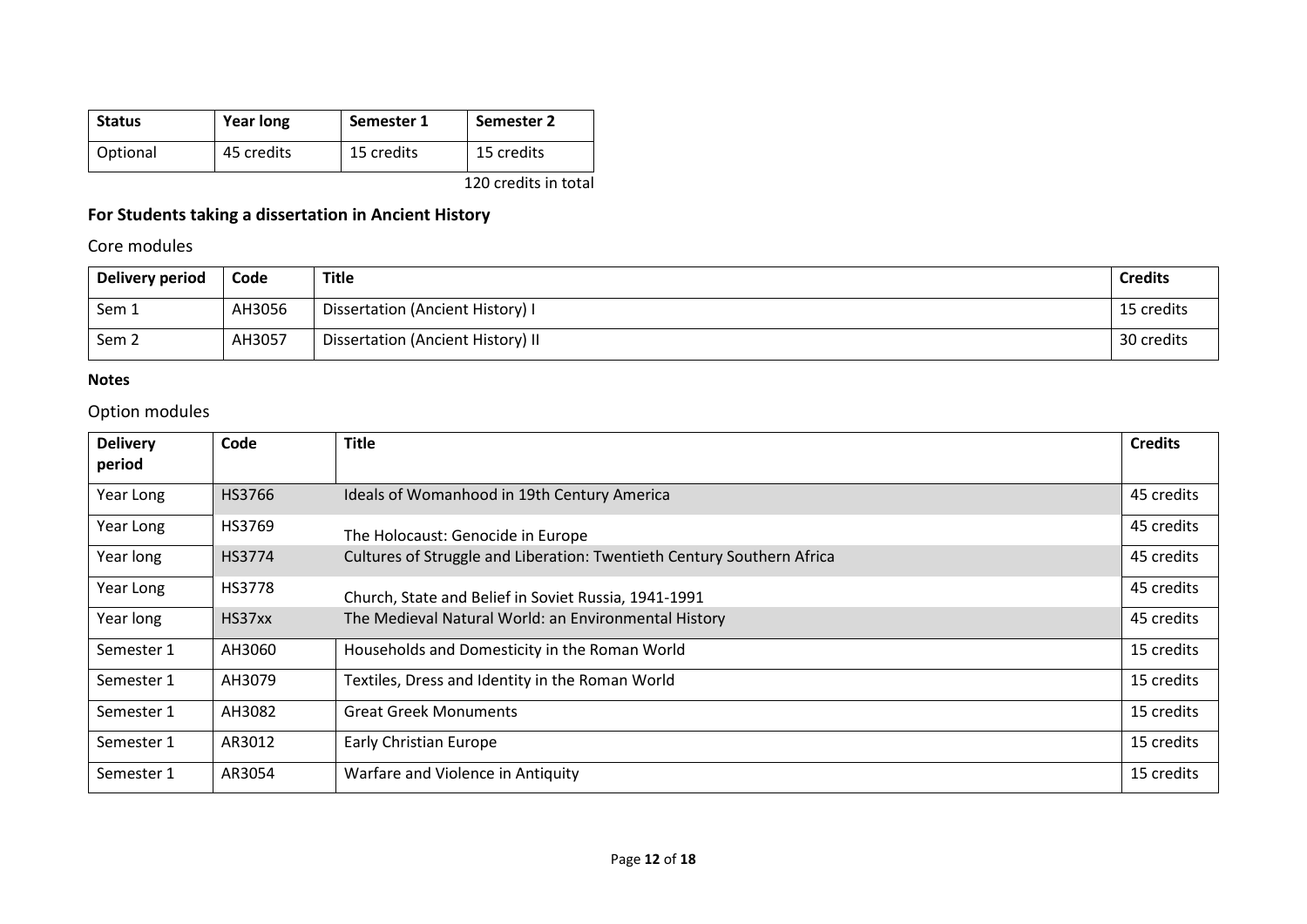| Status | Year long | Semester 1 | Semester 2 |
| --- | --- | --- | --- |
| Optional | 45 credits | 15 credits | 15 credits |

120 credits in total

### For Students taking a dissertation in Ancient History

Core modules

| Delivery period | Code | Title | Credits |
| --- | --- | --- | --- |
| Sem 1 | AH3056 | Dissertation (Ancient History) I | 15 credits |
| Sem 2 | AH3057 | Dissertation (Ancient History) II | 30 credits |

**Notes**

Option modules

| Delivery period | Code | Title | Credits |
| --- | --- | --- | --- |
| Year Long | HS3766 | Ideals of Womanhood in 19th Century America | 45 credits |
| Year Long | HS3769 | The Holocaust: Genocide in Europe | 45 credits |
| Year long | HS3774 | Cultures of Struggle and Liberation: Twentieth Century Southern Africa | 45 credits |
| Year Long | HS3778 | Church, State and Belief in Soviet Russia, 1941-1991 | 45 credits |
| Year long | HS37xx | The Medieval Natural World: an Environmental History | 45 credits |
| Semester 1 | AH3060 | Households and Domesticity in the Roman World | 15 credits |
| Semester 1 | AH3079 | Textiles, Dress and Identity in the Roman World | 15 credits |
| Semester 1 | AH3082 | Great Greek Monuments | 15 credits |
| Semester 1 | AR3012 | Early Christian Europe | 15 credits |
| Semester 1 | AR3054 | Warfare and Violence in Antiquity | 15 credits |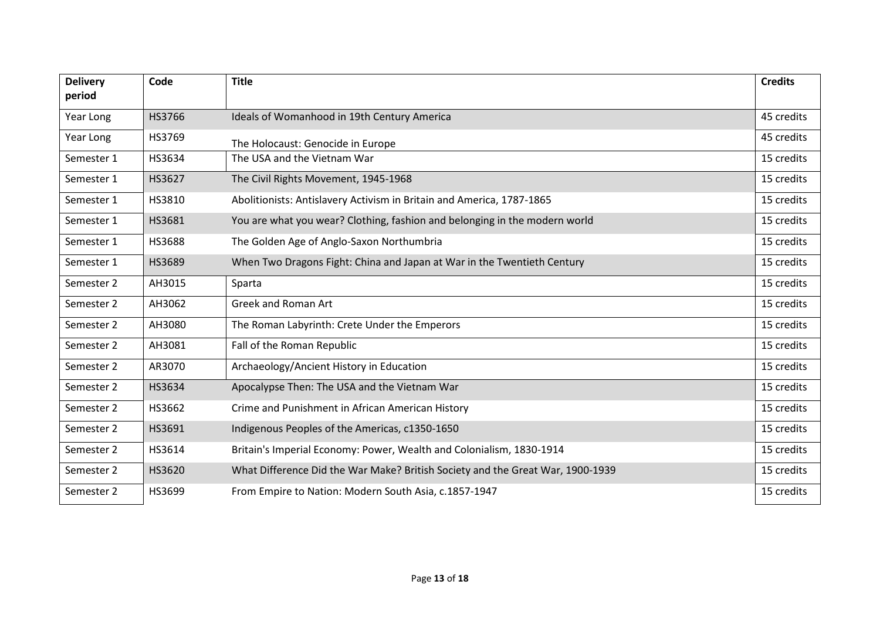| Delivery period | Code | Title | Credits |
|---|---|---|---|
| Year Long | HS3766 | Ideals of Womanhood in 19th Century America | 45 credits |
| Year Long | HS3769 | The Holocaust: Genocide in Europe | 45 credits |
| Semester 1 | HS3634 | The USA and the Vietnam War | 15 credits |
| Semester 1 | HS3627 | The Civil Rights Movement, 1945-1968 | 15 credits |
| Semester 1 | HS3810 | Abolitionists: Antislavery Activism in Britain and America, 1787-1865 | 15 credits |
| Semester 1 | HS3681 | You are what you wear? Clothing, fashion and belonging in the modern world | 15 credits |
| Semester 1 | HS3688 | The Golden Age of Anglo-Saxon Northumbria | 15 credits |
| Semester 1 | HS3689 | When Two Dragons Fight: China and Japan at War in the Twentieth Century | 15 credits |
| Semester 2 | AH3015 | Sparta | 15 credits |
| Semester 2 | AH3062 | Greek and Roman Art | 15 credits |
| Semester 2 | AH3080 | The Roman Labyrinth: Crete Under the Emperors | 15 credits |
| Semester 2 | AH3081 | Fall of the Roman Republic | 15 credits |
| Semester 2 | AR3070 | Archaeology/Ancient History in Education | 15 credits |
| Semester 2 | HS3634 | Apocalypse Then: The USA and the Vietnam War | 15 credits |
| Semester 2 | HS3662 | Crime and Punishment in African American History | 15 credits |
| Semester 2 | HS3691 | Indigenous Peoples of the Americas, c1350-1650 | 15 credits |
| Semester 2 | HS3614 | Britain's Imperial Economy: Power, Wealth and Colonialism, 1830-1914 | 15 credits |
| Semester 2 | HS3620 | What Difference Did the War Make? British Society and the Great War, 1900-1939 | 15 credits |
| Semester 2 | HS3699 | From Empire to Nation: Modern South Asia, c.1857-1947 | 15 credits |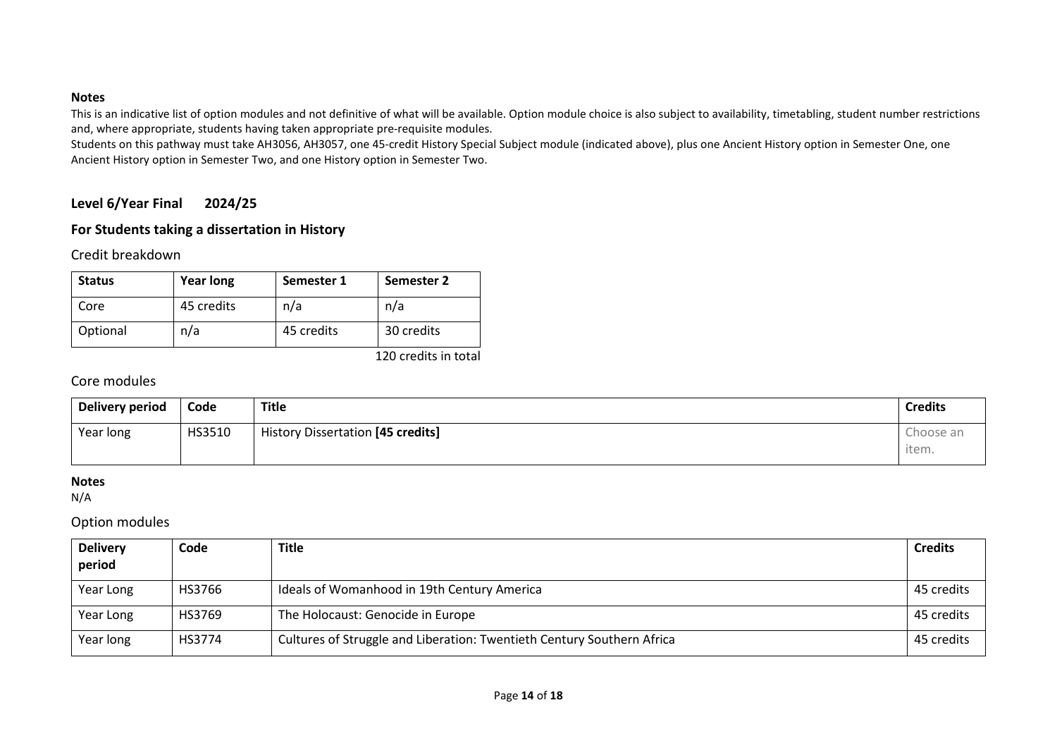**Notes**

This is an indicative list of option modules and not definitive of what will be available. Option module choice is also subject to availability, timetabling, student number restrictions and, where appropriate, students having taken appropriate pre-requisite modules.

Students on this pathway must take AH3056, AH3057, one 45-credit History Special Subject module (indicated above), plus one Ancient History option in Semester One, one Ancient History option in Semester Two, and one History option in Semester Two.

## Level 6/Year Final 2024/25

## For Students taking a dissertation in History

### Credit breakdown

| Status | Year long | Semester 1 | Semester 2 |
|---|---|---|---|
| Core | 45 credits | n/a | n/a |
| Optional | n/a | 45 credits | 30 credits |

120 credits in total

### Core modules

| Delivery period | Code | Title | Credits |
|---|---|---|---|
| Year long | HS3510 | History Dissertation **[45 credits]** | Choose an item. |

**Notes**

N/A

### Option modules

| Delivery period | Code | Title | Credits |
|---|---|---|---|
| Year Long | HS3766 | Ideals of Womanhood in 19th Century America | 45 credits |
| Year Long | HS3769 | The Holocaust: Genocide in Europe | 45 credits |
| Year long | HS3774 | Cultures of Struggle and Liberation: Twentieth Century Southern Africa | 45 credits |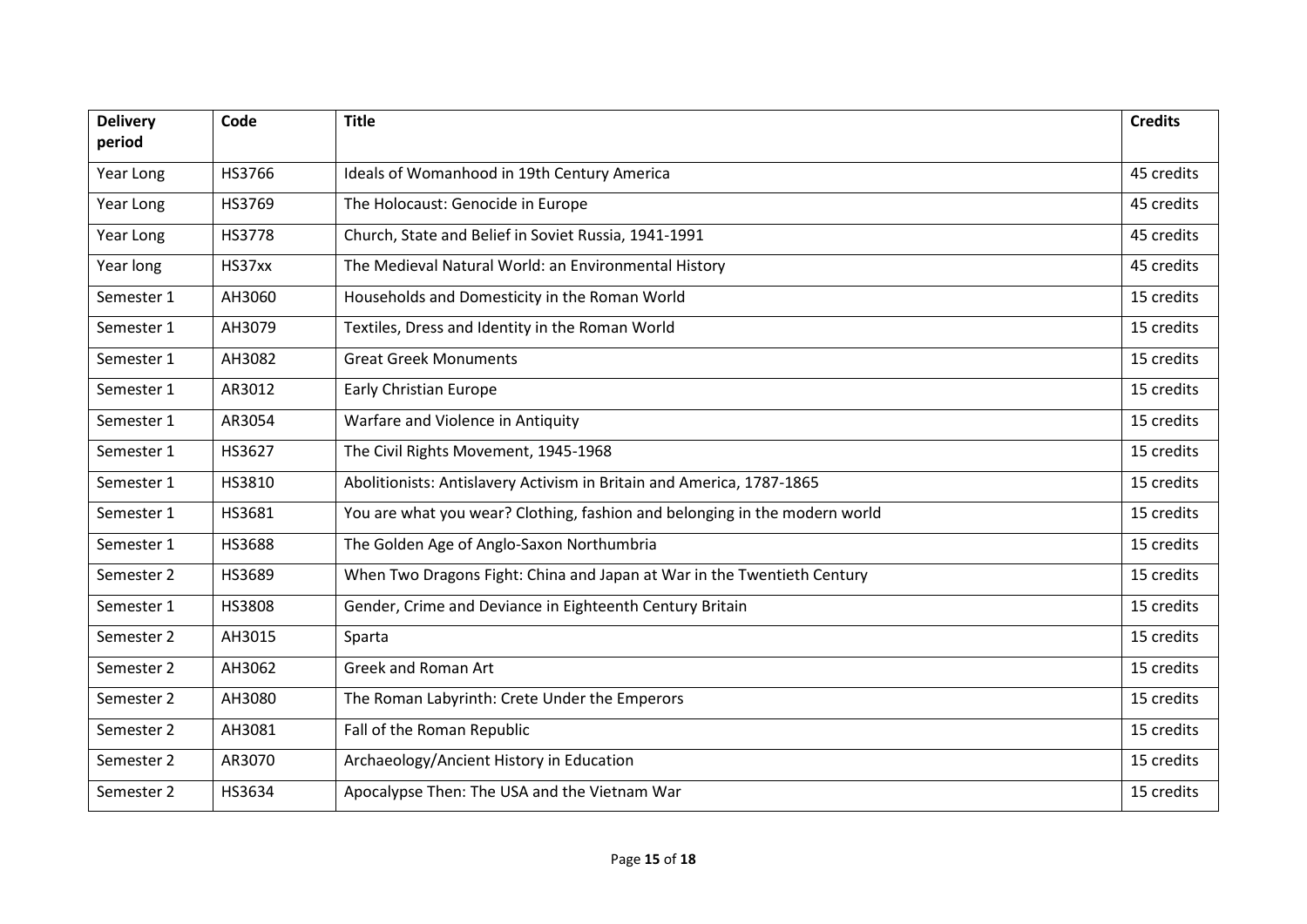| Delivery period | Code | Title | Credits |
|---|---|---|---|
| Year Long | HS3766 | Ideals of Womanhood in 19th Century America | 45 credits |
| Year Long | HS3769 | The Holocaust: Genocide in Europe | 45 credits |
| Year Long | HS3778 | Church, State and Belief in Soviet Russia, 1941-1991 | 45 credits |
| Year long | HS37xx | The Medieval Natural World: an Environmental History | 45 credits |
| Semester 1 | AH3060 | Households and Domesticity in the Roman World | 15 credits |
| Semester 1 | AH3079 | Textiles, Dress and Identity in the Roman World | 15 credits |
| Semester 1 | AH3082 | Great Greek Monuments | 15 credits |
| Semester 1 | AR3012 | Early Christian Europe | 15 credits |
| Semester 1 | AR3054 | Warfare and Violence in Antiquity | 15 credits |
| Semester 1 | HS3627 | The Civil Rights Movement, 1945-1968 | 15 credits |
| Semester 1 | HS3810 | Abolitionists: Antislavery Activism in Britain and America, 1787-1865 | 15 credits |
| Semester 1 | HS3681 | You are what you wear? Clothing, fashion and belonging in the modern world | 15 credits |
| Semester 1 | HS3688 | The Golden Age of Anglo-Saxon Northumbria | 15 credits |
| Semester 2 | HS3689 | When Two Dragons Fight: China and Japan at War in the Twentieth Century | 15 credits |
| Semester 1 | HS3808 | Gender, Crime and Deviance in Eighteenth Century Britain | 15 credits |
| Semester 2 | AH3015 | Sparta | 15 credits |
| Semester 2 | AH3062 | Greek and Roman Art | 15 credits |
| Semester 2 | AH3080 | The Roman Labyrinth: Crete Under the Emperors | 15 credits |
| Semester 2 | AH3081 | Fall of the Roman Republic | 15 credits |
| Semester 2 | AR3070 | Archaeology/Ancient History in Education | 15 credits |
| Semester 2 | HS3634 | Apocalypse Then: The USA and the Vietnam War | 15 credits |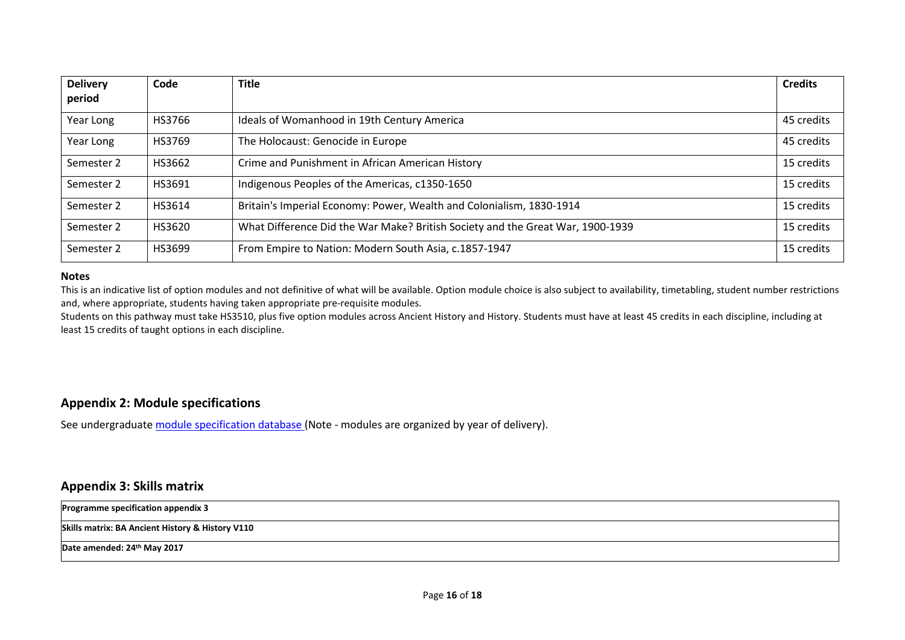| Delivery period | Code | Title | Credits |
|---|---|---|---|
| Year Long | HS3766 | Ideals of Womanhood in 19th Century America | 45 credits |
| Year Long | HS3769 | The Holocaust: Genocide in Europe | 45 credits |
| Semester 2 | HS3662 | Crime and Punishment in African American History | 15 credits |
| Semester 2 | HS3691 | Indigenous Peoples of the Americas, c1350-1650 | 15 credits |
| Semester 2 | HS3614 | Britain's Imperial Economy: Power, Wealth and Colonialism, 1830-1914 | 15 credits |
| Semester 2 | HS3620 | What Difference Did the War Make? British Society and the Great War, 1900-1939 | 15 credits |
| Semester 2 | HS3699 | From Empire to Nation: Modern South Asia, c.1857-1947 | 15 credits |

**Notes**

This is an indicative list of option modules and not definitive of what will be available. Option module choice is also subject to availability, timetabling, student number restrictions and, where appropriate, students having taken appropriate pre-requisite modules.

Students on this pathway must take HS3510, plus five option modules across Ancient History and History. Students must have at least 45 credits in each discipline, including at least 15 credits of taught options in each discipline.

## Appendix 2: Module specifications

See undergraduate module specification database (Note - modules are organized by year of delivery).

## Appendix 3: Skills matrix

| |
|---|
| **Programme specification appendix 3** |
| **Skills matrix: BA Ancient History & History V110** |
| **Date amended: 24th May 2017** |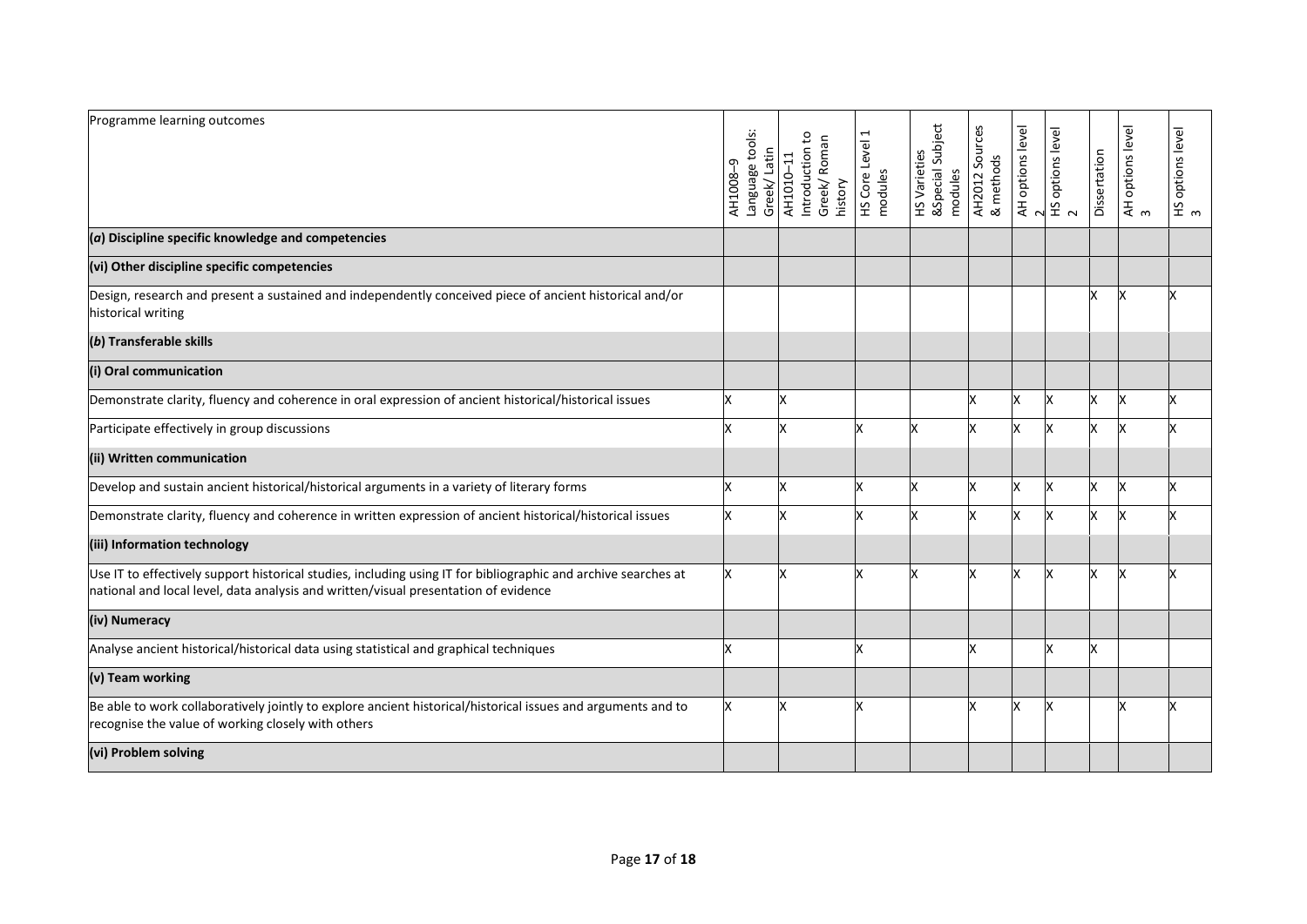| Programme learning outcomes | AH1008–9 Language tools: Greek/ Latin | AH1010–11 Introduction to Greek/ Roman history | HS Core Level 1 modules | HS Varieties &Special Subject modules | AH2012 Sources & methods | AH options level 2 | HS options level 2 | Dissertation | AH options level 3 | HS options level 3 |
|---|---|---|---|---|---|---|---|---|---|---|
| **(*a*) Discipline specific knowledge and competencies** | | | | | | | | | | |
| **(vi) Other discipline specific competencies** | | | | | | | | | | |
| Design, research and present a sustained and independently conceived piece of ancient historical and/or historical writing | | | | | | | | X | X | X |
| **(*b*) Transferable skills** | | | | | | | | | | |
| **(i) Oral communication** | | | | | | | | | | |
| Demonstrate clarity, fluency and coherence in oral expression of ancient historical/historical issues | X | X | | | X | X | X | X | X | X |
| Participate effectively in group discussions | X | X | X | X | X | X | X | X | X | X |
| **(ii) Written communication** | | | | | | | | | | |
| Develop and sustain ancient historical/historical arguments in a variety of literary forms | X | X | X | X | X | X | X | X | X | X |
| Demonstrate clarity, fluency and coherence in written expression of ancient historical/historical issues | X | X | X | X | X | X | X | X | X | X |
| **(iii) Information technology** | | | | | | | | | | |
| Use IT to effectively support historical studies, including using IT for bibliographic and archive searches at national and local level, data analysis and written/visual presentation of evidence | X | X | X | X | X | X | X | X | X | X |
| **(iv) Numeracy** | | | | | | | | | | |
| Analyse ancient historical/historical data using statistical and graphical techniques | X | | X | | X | | X | X | | |
| **(v) Team working** | | | | | | | | | | |
| Be able to work collaboratively jointly to explore ancient historical/historical issues and arguments and to recognise the value of working closely with others | X | X | X | | X | X | X | | X | X |
| **(vi) Problem solving** | | | | | | | | | | |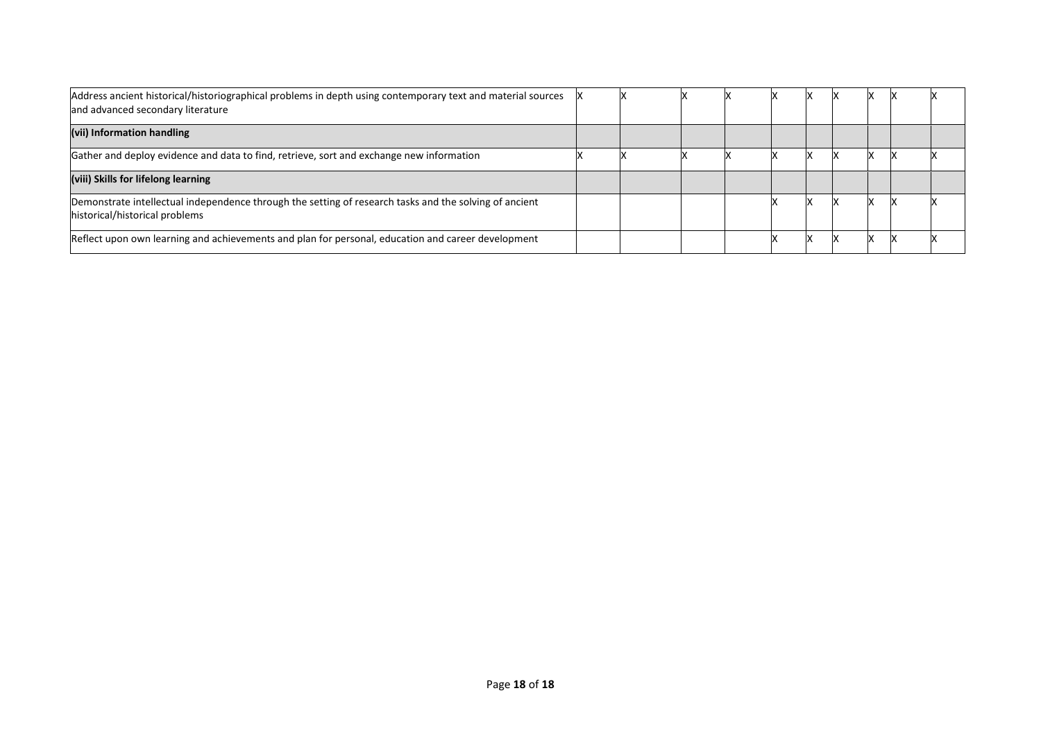| | | | | | | | | | | |
|---|---|---|---|---|---|---|---|---|---|---|
| Address ancient historical/historiographical problems in depth using contemporary text and material sources and advanced secondary literature | X | X | X | X | X | X | X | X | X | X |
| **(vii) Information handling** | | | | | | | | | | |
| Gather and deploy evidence and data to find, retrieve, sort and exchange new information | X | X | X | X | X | X | X | X | X | X |
| **(viii) Skills for lifelong learning** | | | | | | | | | | |
| Demonstrate intellectual independence through the setting of research tasks and the solving of ancient historical/historical problems | | | | | X | X | X | X | X | X |
| Reflect upon own learning and achievements and plan for personal, education and career development | | | | | X | X | X | X | X | X |